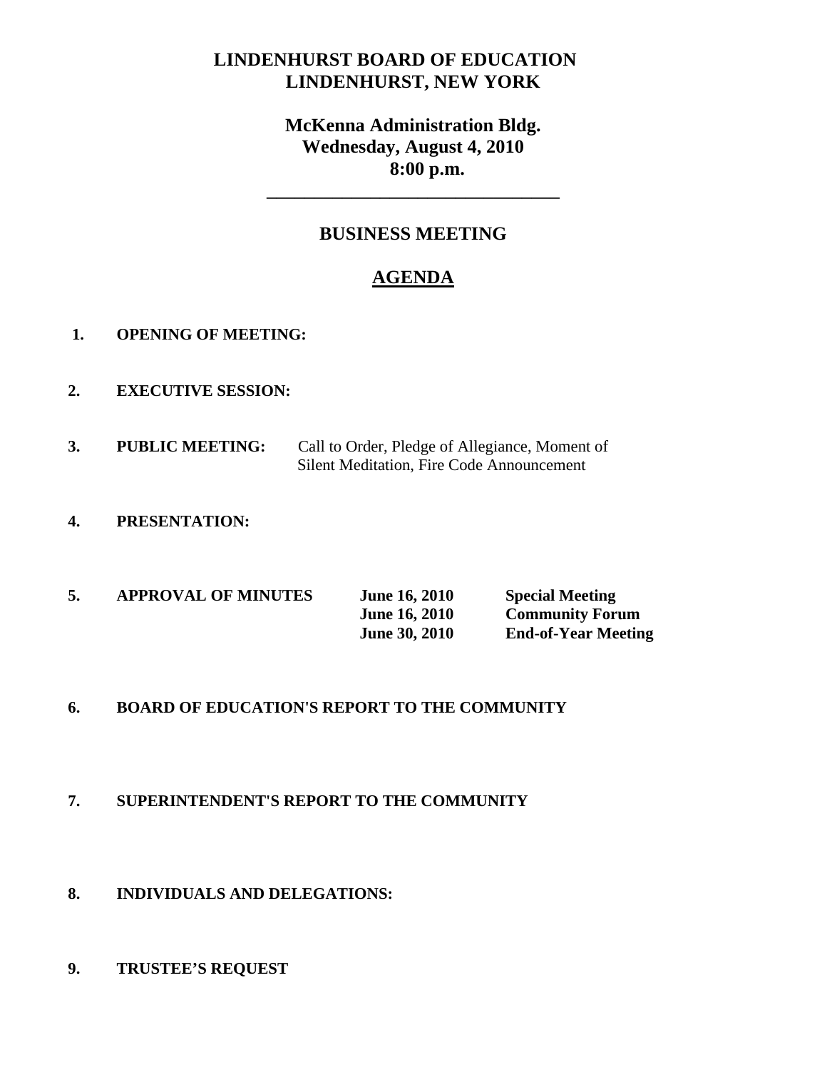# LINDENHURST BOARD OF EDUCATION
# LINDENHURST, NEW YORK

## McKenna Administration Bldg.
## Wednesday, August 4, 2010
## 8:00 p.m.

---

## BUSINESS MEETING

## AGENDA

1. **OPENING OF MEETING:**

2. **EXECUTIVE SESSION:**

3. **PUBLIC MEETING:** Call to Order, Pledge of Allegiance, Moment of Silent Meditation, Fire Code Announcement

4. **PRESENTATION:**

5. **APPROVAL OF MINUTES**

| | |
|---|---|
| **June 16, 2010** | **Special Meeting** |
| **June 16, 2010** | **Community Forum** |
| **June 30, 2010** | **End-of-Year Meeting** |

6. **BOARD OF EDUCATION'S REPORT TO THE COMMUNITY**

7. **SUPERINTENDENT'S REPORT TO THE COMMUNITY**

8. **INDIVIDUALS AND DELEGATIONS:**

9. **TRUSTEE'S REQUEST**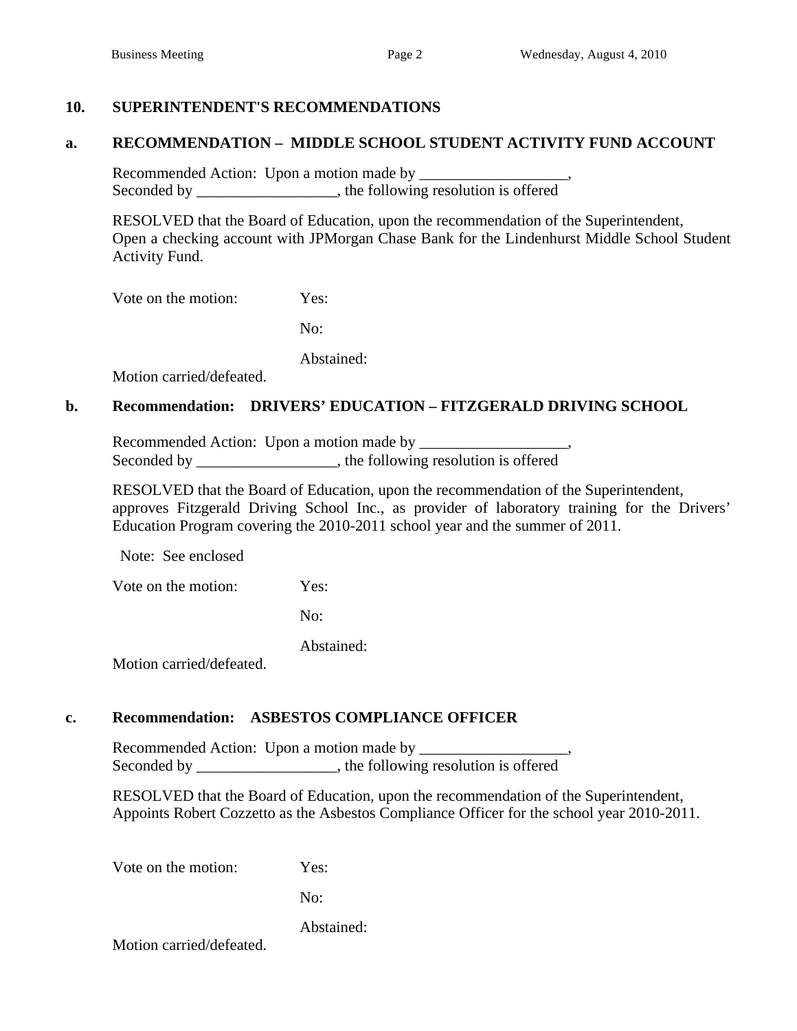## 10. SUPERINTENDENT'S RECOMMENDATIONS

### a. RECOMMENDATION – MIDDLE SCHOOL STUDENT ACTIVITY FUND ACCOUNT

Recommended Action: Upon a motion made by ___________________,
Seconded by __________________, the following resolution is offered

RESOLVED that the Board of Education, upon the recommendation of the Superintendent, Open a checking account with JPMorgan Chase Bank for the Lindenhurst Middle School Student Activity Fund.

Vote on the motion: Yes:

No:

Abstained:

Motion carried/defeated.

### b. Recommendation: DRIVERS' EDUCATION – FITZGERALD DRIVING SCHOOL

Recommended Action: Upon a motion made by ___________________,
Seconded by __________________, the following resolution is offered

RESOLVED that the Board of Education, upon the recommendation of the Superintendent, approves Fitzgerald Driving School Inc., as provider of laboratory training for the Drivers' Education Program covering the 2010-2011 school year and the summer of 2011.

Note: See enclosed

Vote on the motion: Yes:

No:

Abstained:

Motion carried/defeated.

### c. Recommendation: ASBESTOS COMPLIANCE OFFICER

Recommended Action: Upon a motion made by ___________________,
Seconded by __________________, the following resolution is offered

RESOLVED that the Board of Education, upon the recommendation of the Superintendent, Appoints Robert Cozzetto as the Asbestos Compliance Officer for the school year 2010-2011.

Vote on the motion: Yes:

No:

Abstained:

Motion carried/defeated.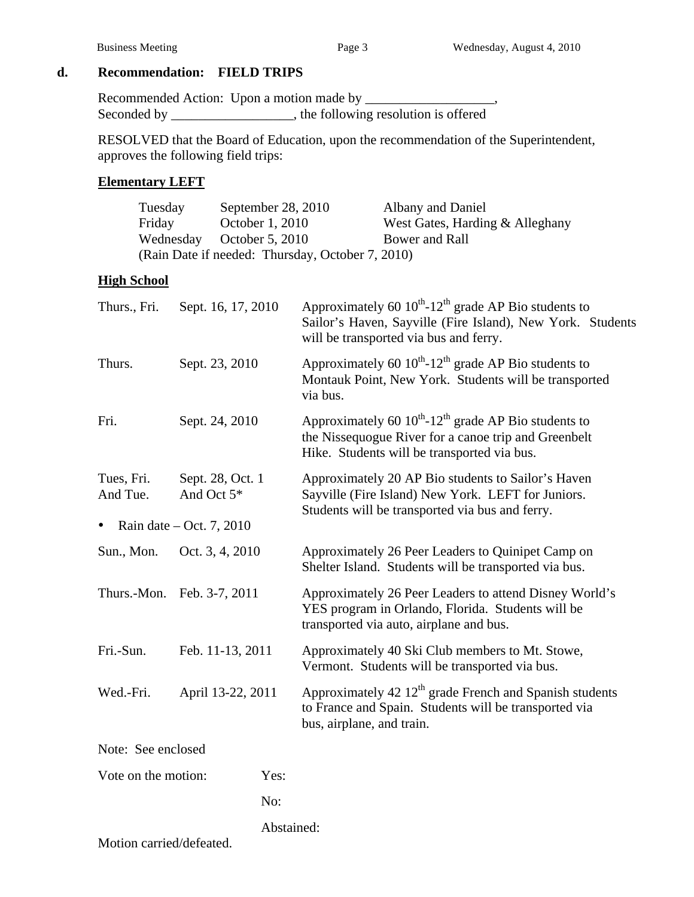**d. Recommendation: FIELD TRIPS**

Recommended Action: Upon a motion made by ___________________,
Seconded by __________________, the following resolution is offered

RESOLVED that the Board of Education, upon the recommendation of the Superintendent, approves the following field trips:

**Elementary LEFT**

| | | |
|---|---|---|
| Tuesday | September 28, 2010 | Albany and Daniel |
| Friday | October 1, 2010 | West Gates, Harding & Alleghany |
| Wednesday | October 5, 2010 | Bower and Rall |

(Rain Date if needed: Thursday, October 7, 2010)

**High School**

| | | |
|---|---|---|
| Thurs., Fri. | Sept. 16, 17, 2010 | Approximately 60 10th-12th grade AP Bio students to Sailor's Haven, Sayville (Fire Island), New York. Students will be transported via bus and ferry. |
| Thurs. | Sept. 23, 2010 | Approximately 60 10th-12th grade AP Bio students to Montauk Point, New York. Students will be transported via bus. |
| Fri. | Sept. 24, 2010 | Approximately 60 10th-12th grade AP Bio students to the Nissequogue River for a canoe trip and Greenbelt Hike. Students will be transported via bus. |
| Tues, Fri. And Tue. | Sept. 28, Oct. 1 And Oct 5* | Approximately 20 AP Bio students to Sailor's Haven Sayville (Fire Island) New York. LEFT for Juniors. Students will be transported via bus and ferry. |

- Rain date – Oct. 7, 2010

| | | |
|---|---|---|
| Sun., Mon. | Oct. 3, 4, 2010 | Approximately 26 Peer Leaders to Quinipet Camp on Shelter Island. Students will be transported via bus. |
| Thurs.-Mon. | Feb. 3-7, 2011 | Approximately 26 Peer Leaders to attend Disney World's YES program in Orlando, Florida. Students will be transported via auto, airplane and bus. |
| Fri.-Sun. | Feb. 11-13, 2011 | Approximately 40 Ski Club members to Mt. Stowe, Vermont. Students will be transported via bus. |
| Wed.-Fri. | April 13-22, 2011 | Approximately 42 12th grade French and Spanish students to France and Spain. Students will be transported via bus, airplane, and train. |

Note: See enclosed

Vote on the motion: Yes:

No:

Abstained:

Motion carried/defeated.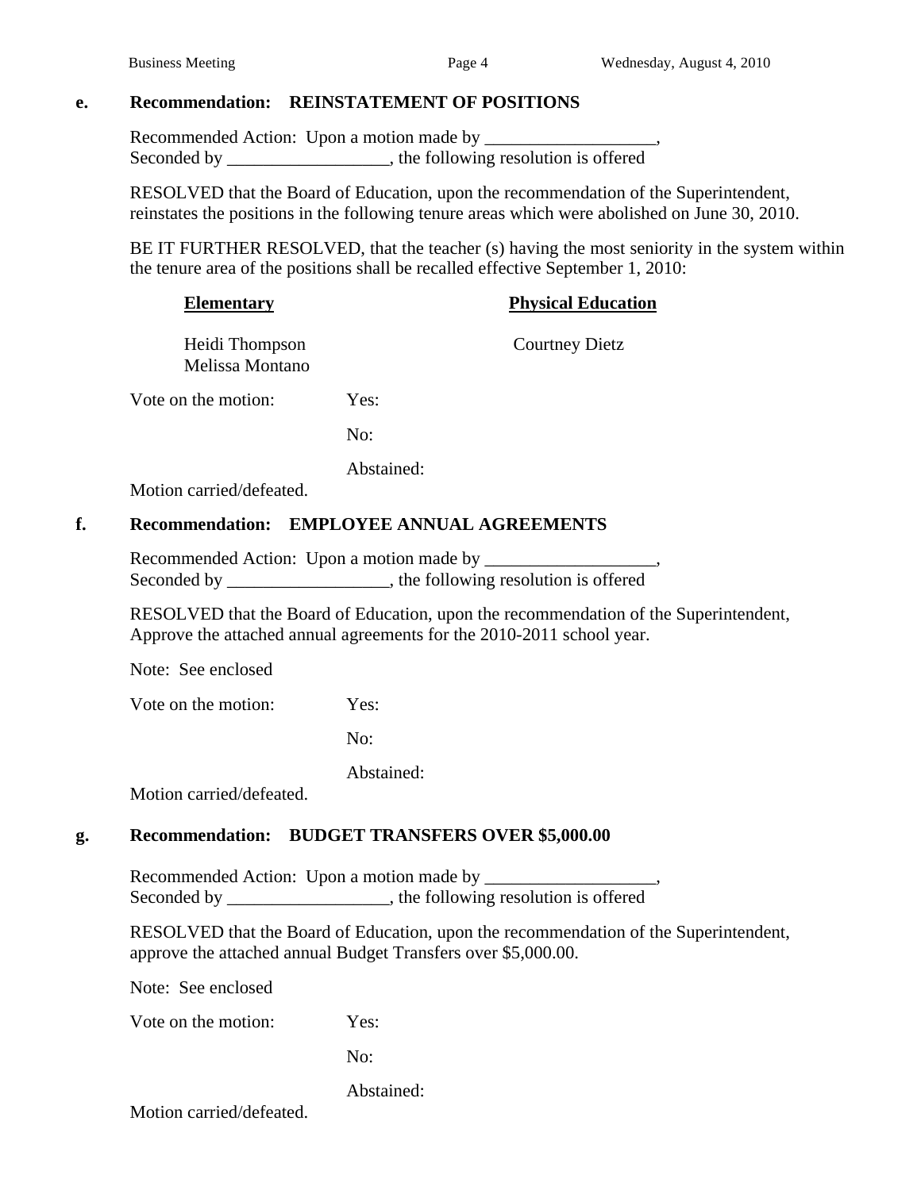**e. Recommendation: REINSTATEMENT OF POSITIONS**

Recommended Action: Upon a motion made by ___________________,
Seconded by __________________, the following resolution is offered

RESOLVED that the Board of Education, upon the recommendation of the Superintendent, reinstates the positions in the following tenure areas which were abolished on June 30, 2010.

BE IT FURTHER RESOLVED, that the teacher (s) having the most seniority in the system within the tenure area of the positions shall be recalled effective September 1, 2010:

| **Elementary** | **Physical Education** |
|---|---|
| Heidi Thompson | Courtney Dietz |
| Melissa Montano | |

Vote on the motion: Yes:

No:

Abstained:

Motion carried/defeated.

**f. Recommendation: EMPLOYEE ANNUAL AGREEMENTS**

Recommended Action: Upon a motion made by ___________________,
Seconded by __________________, the following resolution is offered

RESOLVED that the Board of Education, upon the recommendation of the Superintendent, Approve the attached annual agreements for the 2010-2011 school year.

Note: See enclosed

Vote on the motion: Yes:

No:

Abstained:

Motion carried/defeated.

**g. Recommendation: BUDGET TRANSFERS OVER $5,000.00**

Recommended Action: Upon a motion made by ___________________,
Seconded by __________________, the following resolution is offered

RESOLVED that the Board of Education, upon the recommendation of the Superintendent, approve the attached annual Budget Transfers over $5,000.00.

Note: See enclosed

Vote on the motion: Yes:

No:

Abstained:

Motion carried/defeated.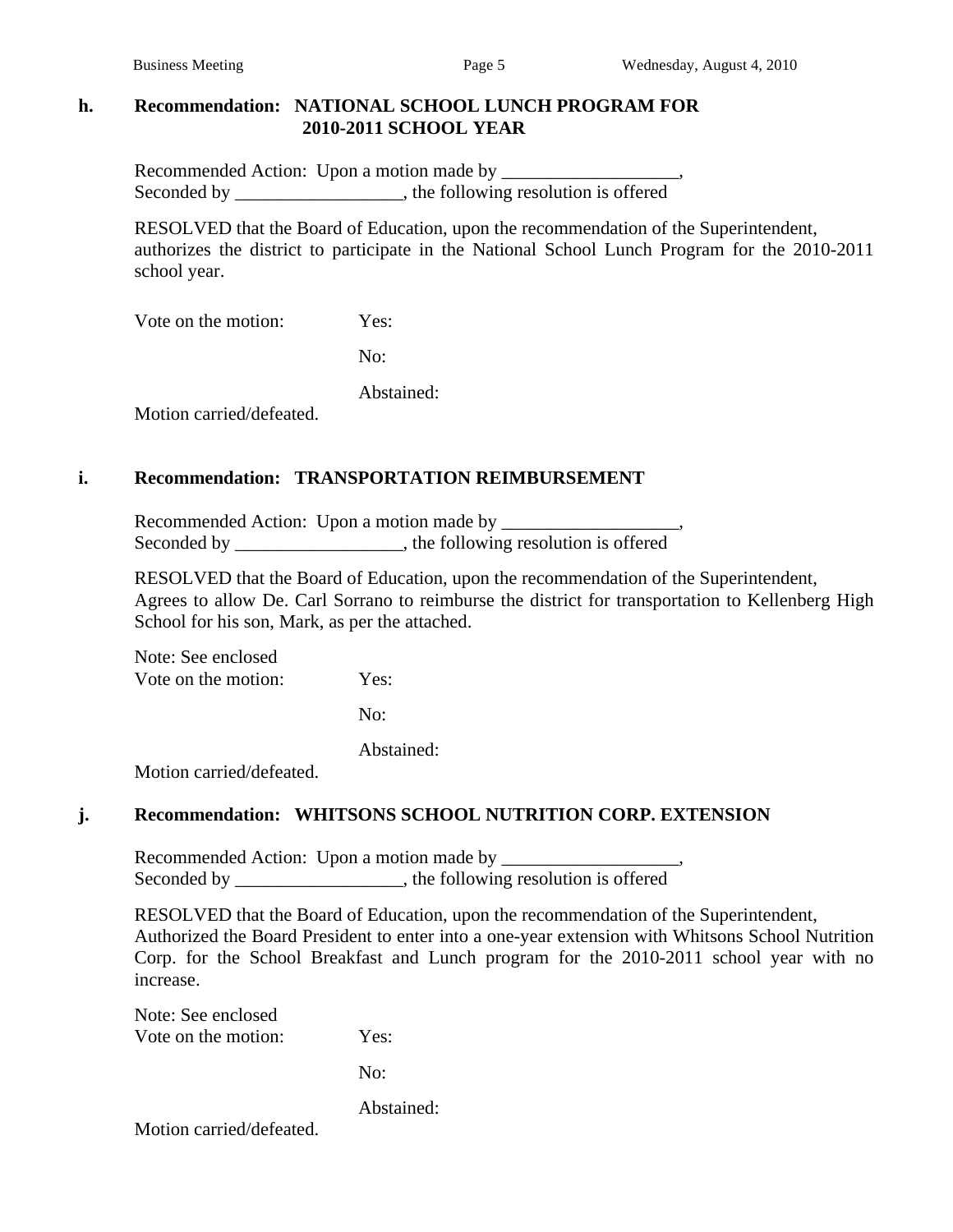**h. Recommendation: NATIONAL SCHOOL LUNCH PROGRAM FOR 2010-2011 SCHOOL YEAR**

Recommended Action: Upon a motion made by ___________________,
Seconded by __________________, the following resolution is offered

RESOLVED that the Board of Education, upon the recommendation of the Superintendent, authorizes the district to participate in the National School Lunch Program for the 2010-2011 school year.

Vote on the motion: Yes:

No:

Abstained:

Motion carried/defeated.

**i. Recommendation: TRANSPORTATION REIMBURSEMENT**

Recommended Action: Upon a motion made by ___________________,
Seconded by __________________, the following resolution is offered

RESOLVED that the Board of Education, upon the recommendation of the Superintendent, Agrees to allow De. Carl Sorrano to reimburse the district for transportation to Kellenberg High School for his son, Mark, as per the attached.

Note: See enclosed
Vote on the motion: Yes:

No:

Abstained:

Motion carried/defeated.

**j. Recommendation: WHITSONS SCHOOL NUTRITION CORP. EXTENSION**

Recommended Action: Upon a motion made by ___________________,
Seconded by __________________, the following resolution is offered

RESOLVED that the Board of Education, upon the recommendation of the Superintendent, Authorized the Board President to enter into a one-year extension with Whitsons School Nutrition Corp. for the School Breakfast and Lunch program for the 2010-2011 school year with no increase.

Note: See enclosed
Vote on the motion: Yes:

No:

Abstained:

Motion carried/defeated.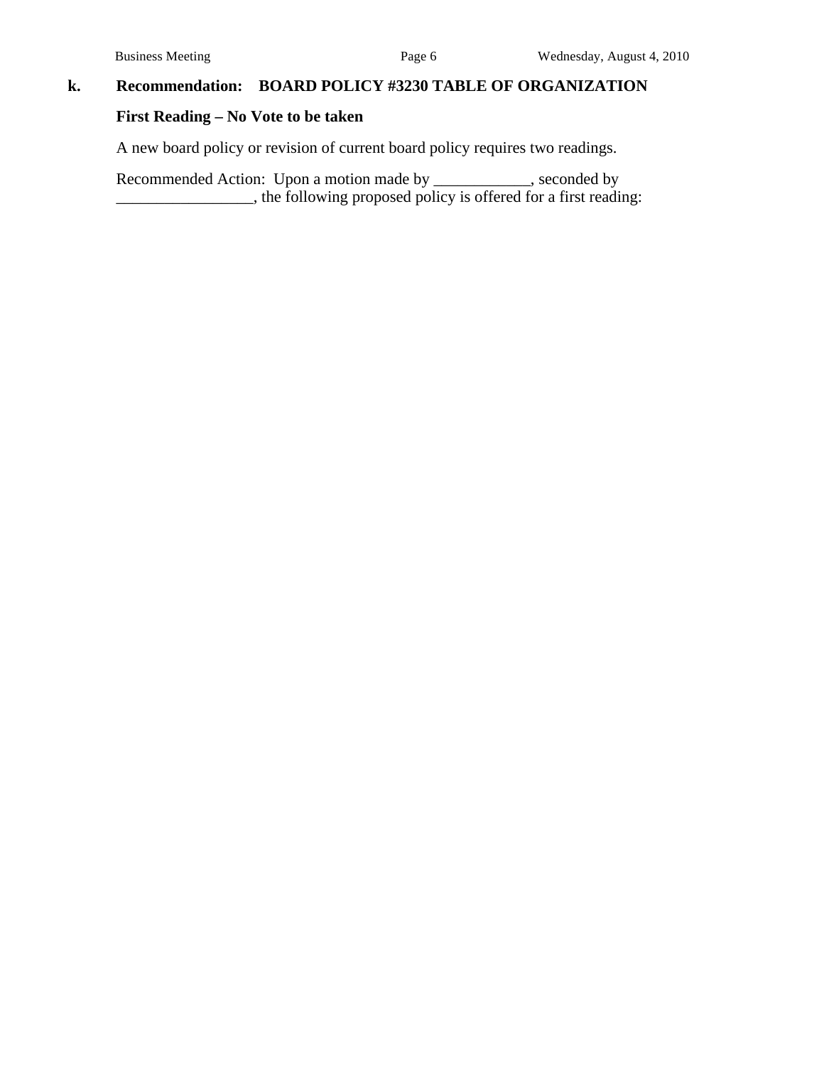**k. Recommendation: BOARD POLICY #3230 TABLE OF ORGANIZATION**

**First Reading – No Vote to be taken**

A new board policy or revision of current board policy requires two readings.

Recommended Action: Upon a motion made by ____________, seconded by _________________, the following proposed policy is offered for a first reading: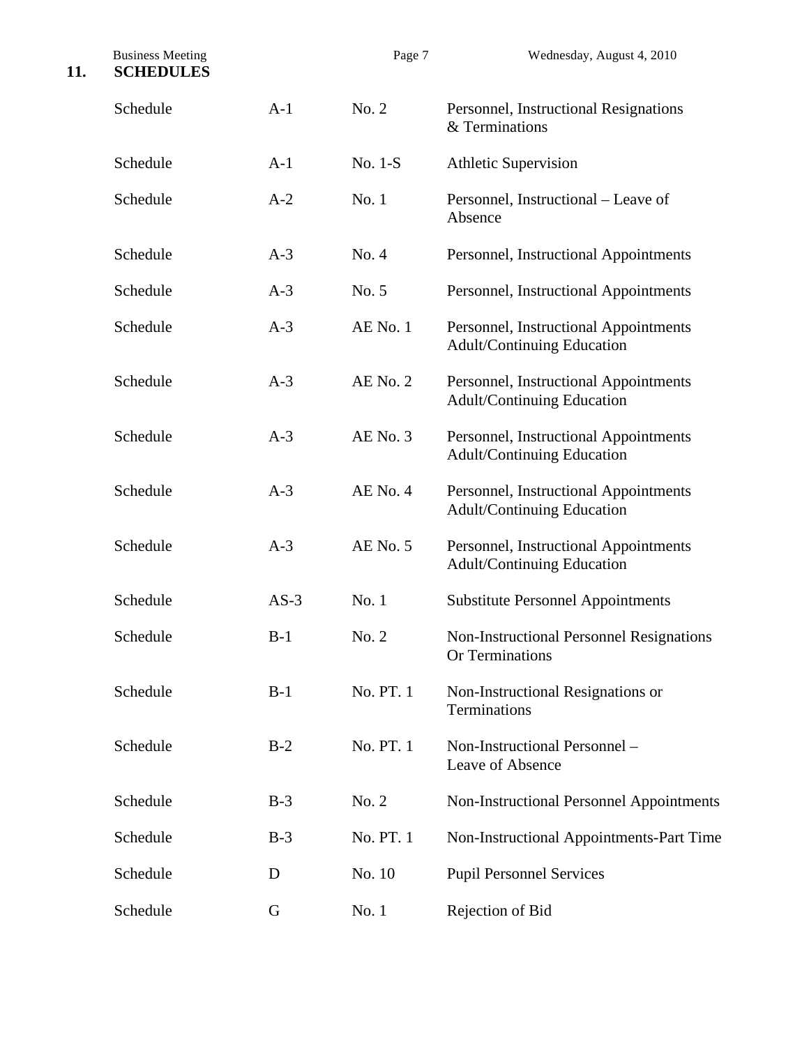## 11. SCHEDULES

| | | | |
|---|---|---|---|
| Schedule | A-1 | No. 2 | Personnel, Instructional Resignations & Terminations |
| Schedule | A-1 | No. 1-S | Athletic Supervision |
| Schedule | A-2 | No. 1 | Personnel, Instructional – Leave of Absence |
| Schedule | A-3 | No. 4 | Personnel, Instructional Appointments |
| Schedule | A-3 | No. 5 | Personnel, Instructional Appointments |
| Schedule | A-3 | AE No. 1 | Personnel, Instructional Appointments Adult/Continuing Education |
| Schedule | A-3 | AE No. 2 | Personnel, Instructional Appointments Adult/Continuing Education |
| Schedule | A-3 | AE No. 3 | Personnel, Instructional Appointments Adult/Continuing Education |
| Schedule | A-3 | AE No. 4 | Personnel, Instructional Appointments Adult/Continuing Education |
| Schedule | A-3 | AE No. 5 | Personnel, Instructional Appointments Adult/Continuing Education |
| Schedule | AS-3 | No. 1 | Substitute Personnel Appointments |
| Schedule | B-1 | No. 2 | Non-Instructional Personnel Resignations Or Terminations |
| Schedule | B-1 | No. PT. 1 | Non-Instructional Resignations or Terminations |
| Schedule | B-2 | No. PT. 1 | Non-Instructional Personnel – Leave of Absence |
| Schedule | B-3 | No. 2 | Non-Instructional Personnel Appointments |
| Schedule | B-3 | No. PT. 1 | Non-Instructional Appointments-Part Time |
| Schedule | D | No. 10 | Pupil Personnel Services |
| Schedule | G | No. 1 | Rejection of Bid |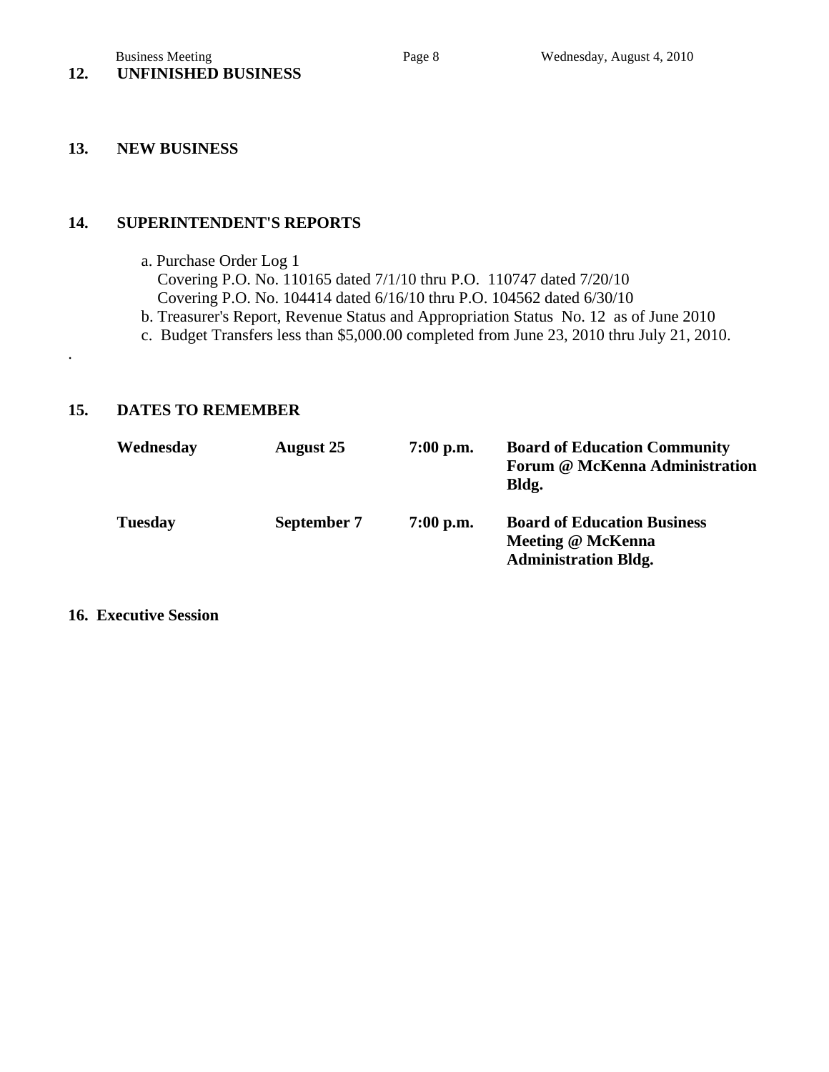## 12. UNFINISHED BUSINESS

## 13. NEW BUSINESS

## 14. SUPERINTENDENT'S REPORTS

a. Purchase Order Log 1
   Covering P.O. No. 110165 dated 7/1/10 thru P.O. 110747 dated 7/20/10
   Covering P.O. No. 104414 dated 6/16/10 thru P.O. 104562 dated 6/30/10
b. Treasurer's Report, Revenue Status and Appropriation Status No. 12 as of June 2010
c. Budget Transfers less than $5,000.00 completed from June 23, 2010 thru July 21, 2010.

.

## 15. DATES TO REMEMBER

| | | | |
|---|---|---|---|
| **Wednesday** | **August 25** | **7:00 p.m.** | **Board of Education Community Forum @ McKenna Administration Bldg.** |
| **Tuesday** | **September 7** | **7:00 p.m.** | **Board of Education Business Meeting @ McKenna Administration Bldg.** |

## 16. Executive Session